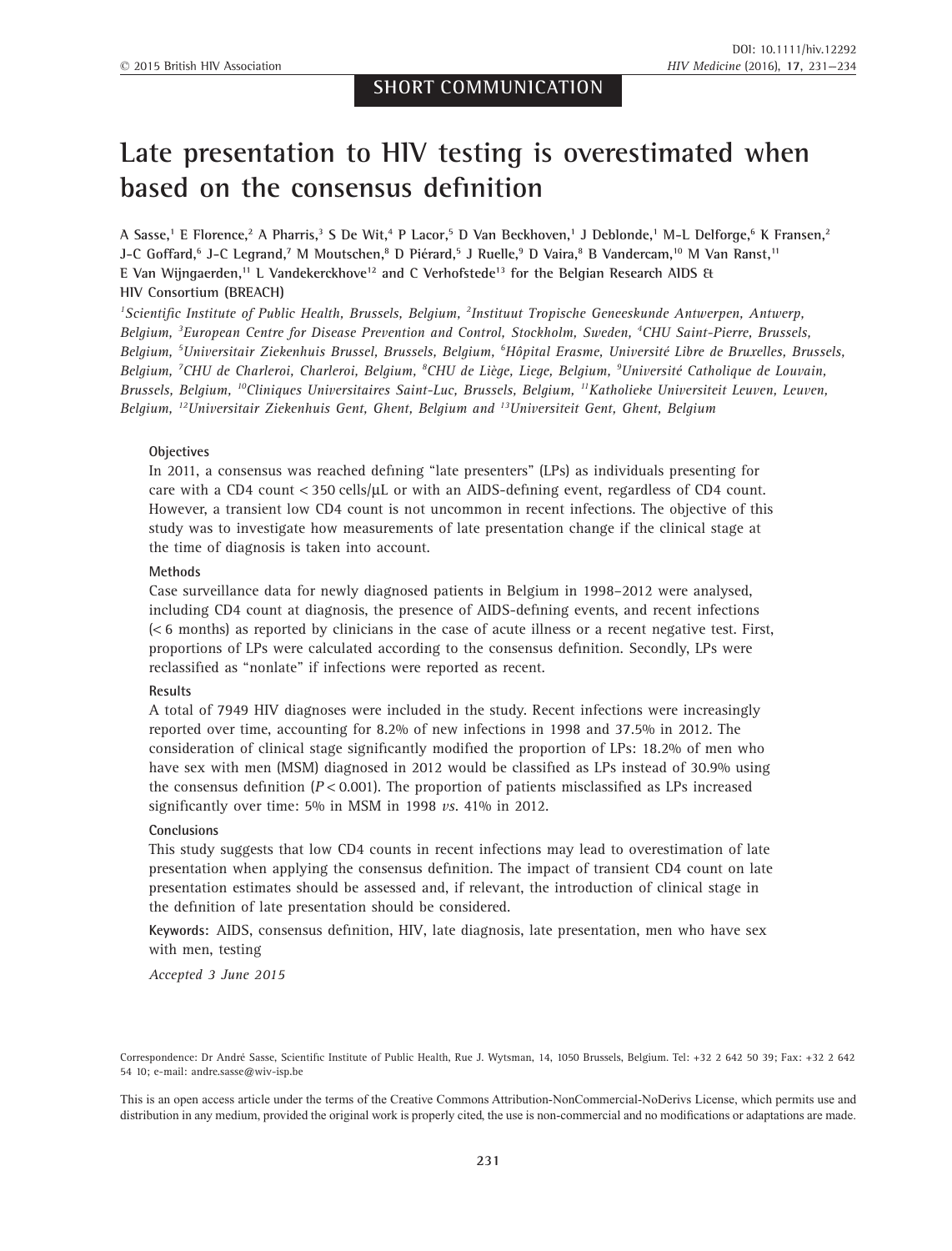SHORT COMMUNICATION

# Late presentation to HIV testing is overestimated when based on the consensus definition

A Sasse,[1] E Florence,[2] A Pharris,[3] S De Wit,[4] P Lacor,[5] D Van Beckhoven,[1] J Deblonde,[1] M-L Delforge,[6] K Fransen,[2] J-C Goffard,[6] J-C Legrand,[7] M Moutschen,[8] D Piérard,[5] J Ruelle,[9] D Vaira,[8] B Vandercam,[10] M Van Ranst,[11] E Van Wijngaerden,[11] L Vandekerckhove[12] and C Verhofstede[13] for the Belgian Research AIDS & HIV Consortium (BREACH)

*[1]Scientific Institute of Public Health, Brussels, Belgium, [2]Instituut Tropische Geneeskunde Antwerpen, Antwerp, Belgium, [3]European Centre for Disease Prevention and Control, Stockholm, Sweden, [4]CHU Saint-Pierre, Brussels, Belgium, [5]Universitair Ziekenhuis Brussel, Brussels, Belgium, [6]Hôpital Erasme, Université Libre de Bruxelles, Brussels, Belgium, [7]CHU de Charleroi, Charleroi, Belgium, [8]CHU de Liège, Liege, Belgium, [9]Université Catholique de Louvain, Brussels, Belgium, [10]Cliniques Universitaires Saint-Luc, Brussels, Belgium, [11]Katholieke Universiteit Leuven, Leuven, Belgium, [12]Universitair Ziekenhuis Gent, Ghent, Belgium and [13]Universiteit Gent, Ghent, Belgium*

### Objectives

In 2011, a consensus was reached defining "late presenters" (LPs) as individuals presenting for care with a CD4 count < 350 cells/μL or with an AIDS-defining event, regardless of CD4 count. However, a transient low CD4 count is not uncommon in recent infections. The objective of this study was to investigate how measurements of late presentation change if the clinical stage at the time of diagnosis is taken into account.

### Methods

Case surveillance data for newly diagnosed patients in Belgium in 1998–2012 were analysed, including CD4 count at diagnosis, the presence of AIDS-defining events, and recent infections (< 6 months) as reported by clinicians in the case of acute illness or a recent negative test. First, proportions of LPs were calculated according to the consensus definition. Secondly, LPs were reclassified as "nonlate" if infections were reported as recent.

### Results

A total of 7949 HIV diagnoses were included in the study. Recent infections were increasingly reported over time, accounting for 8.2% of new infections in 1998 and 37.5% in 2012. The consideration of clinical stage significantly modified the proportion of LPs: 18.2% of men who have sex with men (MSM) diagnosed in 2012 would be classified as LPs instead of 30.9% using the consensus definition ($P < 0.001$). The proportion of patients misclassified as LPs increased significantly over time: 5% in MSM in 1998 *vs.* 41% in 2012.

### Conclusions

This study suggests that low CD4 counts in recent infections may lead to overestimation of late presentation when applying the consensus definition. The impact of transient CD4 count on late presentation estimates should be assessed and, if relevant, the introduction of clinical stage in the definition of late presentation should be considered.

**Keywords:** AIDS, consensus definition, HIV, late diagnosis, late presentation, men who have sex with men, testing

*Accepted 3 June 2015*

Correspondence: Dr André Sasse, Scientific Institute of Public Health, Rue J. Wytsman, 14, 1050 Brussels, Belgium. Tel: +32 2 642 50 39; Fax: +32 2 642 54 10; e-mail: andre.sasse@wiv-isp.be

This is an open access article under the terms of the Creative Commons Attribution-NonCommercial-NoDerivs License, which permits use and distribution in any medium, provided the original work is properly cited, the use is non-commercial and no modifications or adaptations are made.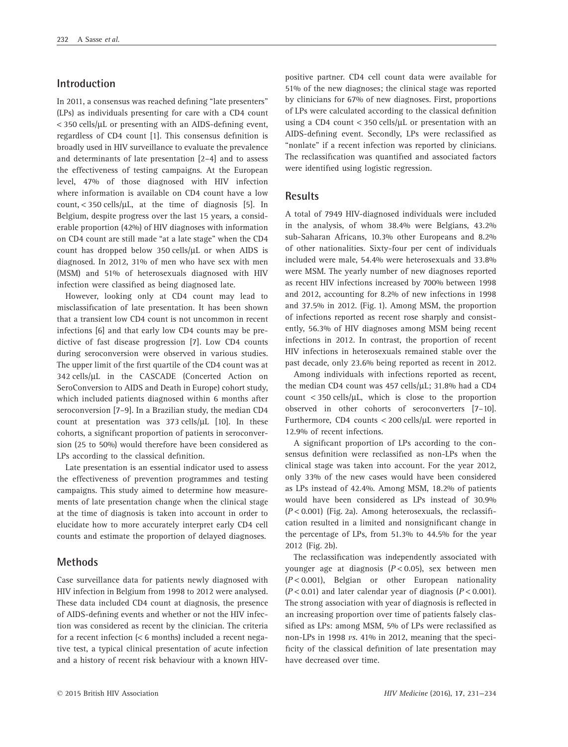## Introduction

In 2011, a consensus was reached defining "late presenters" (LPs) as individuals presenting for care with a CD4 count < 350 cells/μL or presenting with an AIDS-defining event, regardless of CD4 count [1]. This consensus definition is broadly used in HIV surveillance to evaluate the prevalence and determinants of late presentation [2–4] and to assess the effectiveness of testing campaigns. At the European level, 47% of those diagnosed with HIV infection where information is available on CD4 count have a low count, < 350 cells/μL, at the time of diagnosis [5]. In Belgium, despite progress over the last 15 years, a considerable proportion (42%) of HIV diagnoses with information on CD4 count are still made "at a late stage" when the CD4 count has dropped below 350 cells/μL or when AIDS is diagnosed. In 2012, 31% of men who have sex with men (MSM) and 51% of heterosexuals diagnosed with HIV infection were classified as being diagnosed late.

However, looking only at CD4 count may lead to misclassification of late presentation. It has been shown that a transient low CD4 count is not uncommon in recent infections [6] and that early low CD4 counts may be predictive of fast disease progression [7]. Low CD4 counts during seroconversion were observed in various studies. The upper limit of the first quartile of the CD4 count was at 342 cells/μL in the CASCADE (Concerted Action on SeroConversion to AIDS and Death in Europe) cohort study, which included patients diagnosed within 6 months after seroconversion [7–9]. In a Brazilian study, the median CD4 count at presentation was 373 cells/μL [10]. In these cohorts, a significant proportion of patients in seroconversion (25 to 50%) would therefore have been considered as LPs according to the classical definition.

Late presentation is an essential indicator used to assess the effectiveness of prevention programmes and testing campaigns. This study aimed to determine how measurements of late presentation change when the clinical stage at the time of diagnosis is taken into account in order to elucidate how to more accurately interpret early CD4 cell counts and estimate the proportion of delayed diagnoses.

## Methods

Case surveillance data for patients newly diagnosed with HIV infection in Belgium from 1998 to 2012 were analysed. These data included CD4 count at diagnosis, the presence of AIDS-defining events and whether or not the HIV infection was considered as recent by the clinician. The criteria for a recent infection (< 6 months) included a recent negative test, a typical clinical presentation of acute infection and a history of recent risk behaviour with a known HIV-positive partner. CD4 cell count data were available for 51% of the new diagnoses; the clinical stage was reported by clinicians for 67% of new diagnoses. First, proportions of LPs were calculated according to the classical definition using a CD4 count < 350 cells/μL or presentation with an AIDS-defining event. Secondly, LPs were reclassified as "nonlate" if a recent infection was reported by clinicians. The reclassification was quantified and associated factors were identified using logistic regression.

## Results

A total of 7949 HIV-diagnosed individuals were included in the analysis, of whom 38.4% were Belgians, 43.2% sub-Saharan Africans, 10.3% other Europeans and 8.2% of other nationalities. Sixty-four per cent of individuals included were male, 54.4% were heterosexuals and 33.8% were MSM. The yearly number of new diagnoses reported as recent HIV infections increased by 700% between 1998 and 2012, accounting for 8.2% of new infections in 1998 and 37.5% in 2012. (Fig. 1). Among MSM, the proportion of infections reported as recent rose sharply and consistently, 56.3% of HIV diagnoses among MSM being recent infections in 2012. In contrast, the proportion of recent HIV infections in heterosexuals remained stable over the past decade, only 23.6% being reported as recent in 2012.

Among individuals with infections reported as recent, the median CD4 count was 457 cells/μL; 31.8% had a CD4 count < 350 cells/μL, which is close to the proportion observed in other cohorts of seroconverters [7–10]. Furthermore, CD4 counts < 200 cells/μL were reported in 12.9% of recent infections.

A significant proportion of LPs according to the consensus definition were reclassified as non-LPs when the clinical stage was taken into account. For the year 2012, only 33% of the new cases would have been considered as LPs instead of 42.4%. Among MSM, 18.2% of patients would have been considered as LPs instead of 30.9% ($P < 0.001$) (Fig. 2a). Among heterosexuals, the reclassification resulted in a limited and nonsignificant change in the percentage of LPs, from 51.3% to 44.5% for the year 2012 (Fig. 2b).

The reclassification was independently associated with younger age at diagnosis ($P < 0.05$), sex between men ($P < 0.001$), Belgian or other European nationality ($P < 0.01$) and later calendar year of diagnosis ($P < 0.001$). The strong association with year of diagnosis is reflected in an increasing proportion over time of patients falsely classified as LPs: among MSM, 5% of LPs were reclassified as non-LPs in 1998 *vs.* 41% in 2012, meaning that the specificity of the classical definition of late presentation may have decreased over time.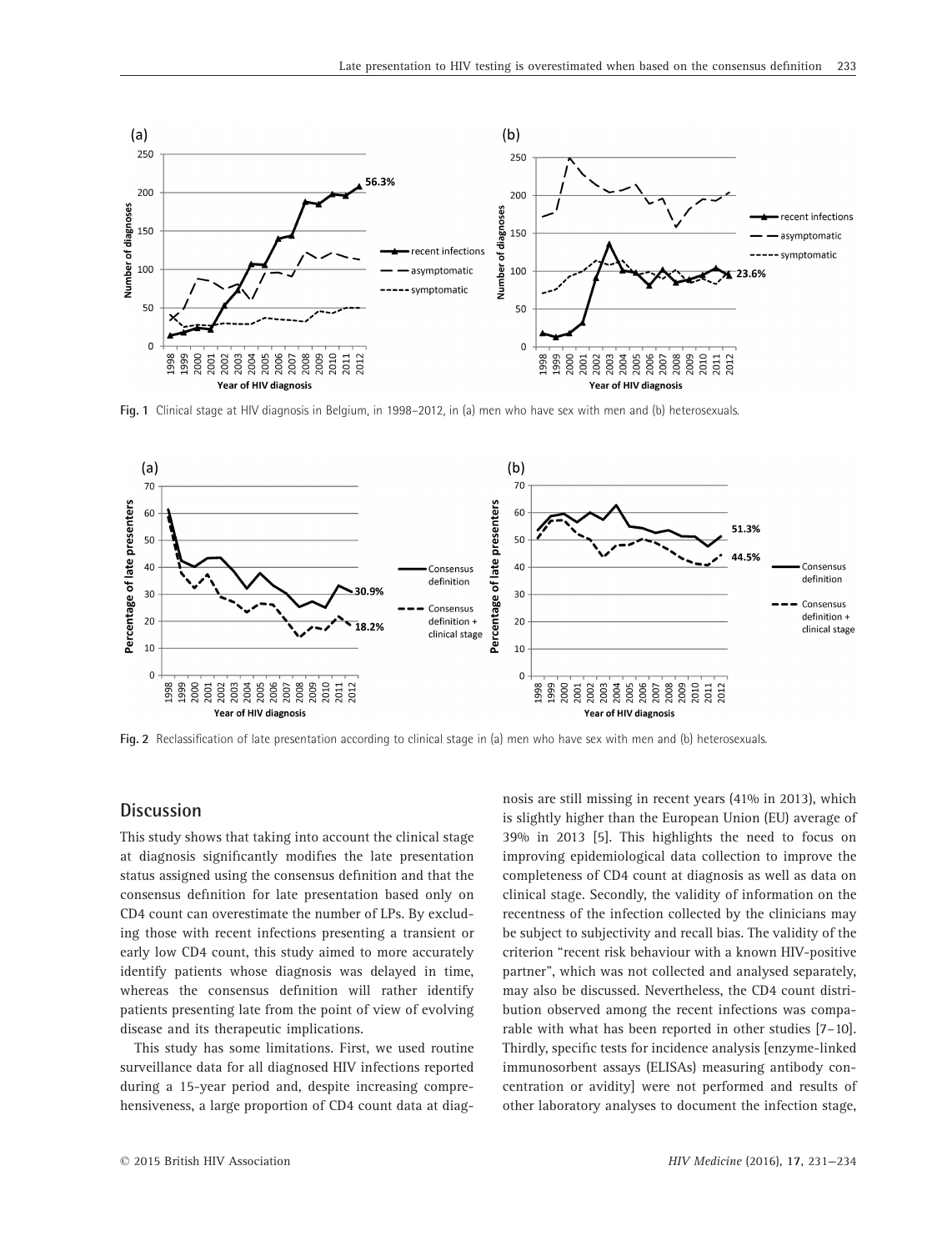Fig. 1 Clinical stage at HIV diagnosis in Belgium, in 1998–2012, in (a) men who have sex with men and (b) heterosexuals.

Fig. 2 Reclassification of late presentation according to clinical stage in (a) men who have sex with men and (b) heterosexuals.

## Discussion

This study shows that taking into account the clinical stage at diagnosis significantly modifies the late presentation status assigned using the consensus definition and that the consensus definition for late presentation based only on CD4 count can overestimate the number of LPs. By excluding those with recent infections presenting a transient or early low CD4 count, this study aimed to more accurately identify patients whose diagnosis was delayed in time, whereas the consensus definition will rather identify patients presenting late from the point of view of evolving disease and its therapeutic implications.

This study has some limitations. First, we used routine surveillance data for all diagnosed HIV infections reported during a 15-year period and, despite increasing comprehensiveness, a large proportion of CD4 count data at diagnosis are still missing in recent years (41% in 2013), which is slightly higher than the European Union (EU) average of 39% in 2013 [5]. This highlights the need to focus on improving epidemiological data collection to improve the completeness of CD4 count at diagnosis as well as data on clinical stage. Secondly, the validity of information on the recentness of the infection collected by the clinicians may be subject to subjectivity and recall bias. The validity of the criterion "recent risk behaviour with a known HIV-positive partner", which was not collected and analysed separately, may also be discussed. Nevertheless, the CD4 count distribution observed among the recent infections was comparable with what has been reported in other studies [7–10]. Thirdly, specific tests for incidence analysis [enzyme-linked immunosorbent assays (ELISAs) measuring antibody concentration or avidity] were not performed and results of other laboratory analyses to document the infection stage,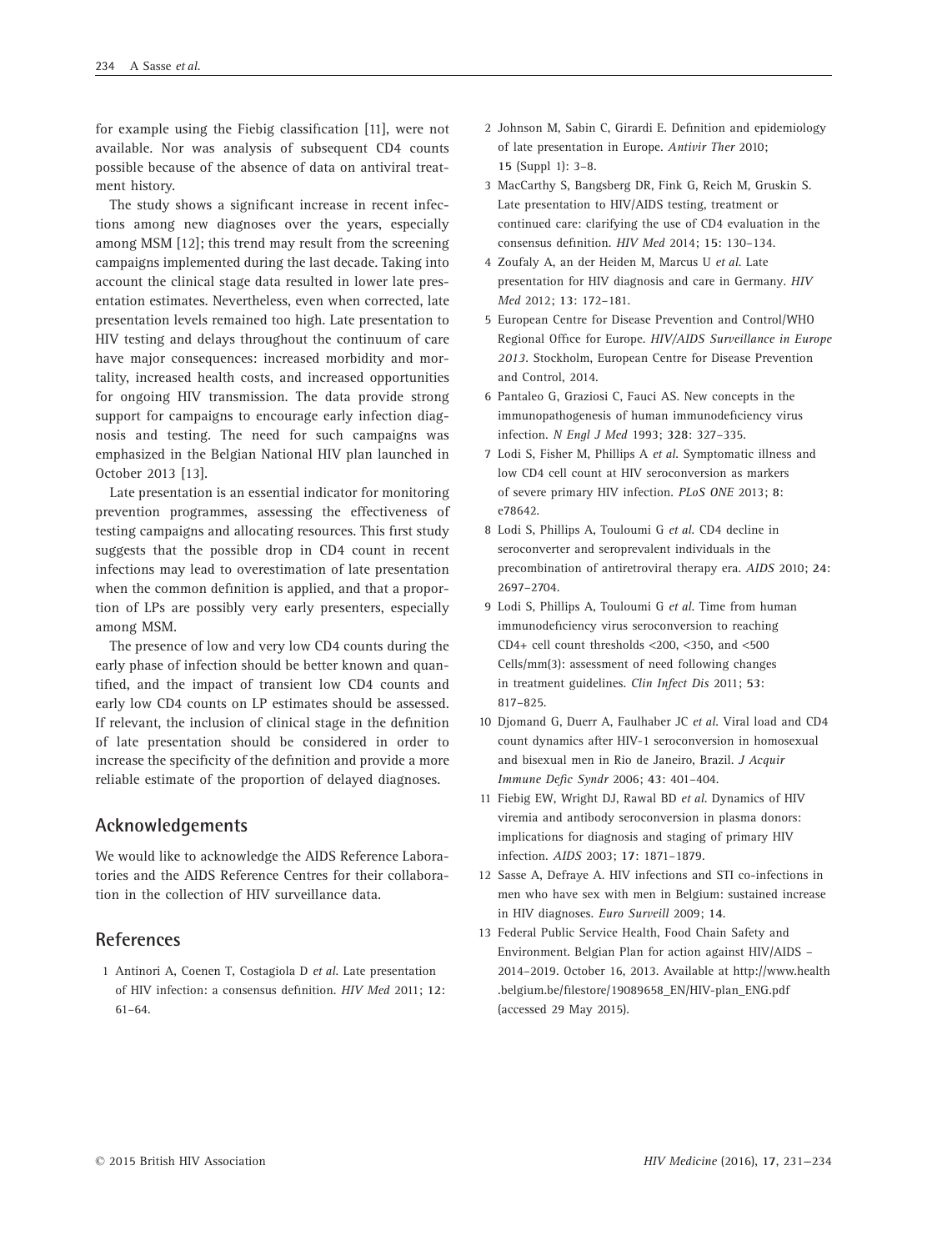for example using the Fiebig classification [11], were not available. Nor was analysis of subsequent CD4 counts possible because of the absence of data on antiviral treatment history.

The study shows a significant increase in recent infections among new diagnoses over the years, especially among MSM [12]; this trend may result from the screening campaigns implemented during the last decade. Taking into account the clinical stage data resulted in lower late presentation estimates. Nevertheless, even when corrected, late presentation levels remained too high. Late presentation to HIV testing and delays throughout the continuum of care have major consequences: increased morbidity and mortality, increased health costs, and increased opportunities for ongoing HIV transmission. The data provide strong support for campaigns to encourage early infection diagnosis and testing. The need for such campaigns was emphasized in the Belgian National HIV plan launched in October 2013 [13].

Late presentation is an essential indicator for monitoring prevention programmes, assessing the effectiveness of testing campaigns and allocating resources. This first study suggests that the possible drop in CD4 count in recent infections may lead to overestimation of late presentation when the common definition is applied, and that a proportion of LPs are possibly very early presenters, especially among MSM.

The presence of low and very low CD4 counts during the early phase of infection should be better known and quantified, and the impact of transient low CD4 counts and early low CD4 counts on LP estimates should be assessed. If relevant, the inclusion of clinical stage in the definition of late presentation should be considered in order to increase the specificity of the definition and provide a more reliable estimate of the proportion of delayed diagnoses.

## Acknowledgements

We would like to acknowledge the AIDS Reference Laboratories and the AIDS Reference Centres for their collaboration in the collection of HIV surveillance data.

## References

1 Antinori A, Coenen T, Costagiola D *et al.* Late presentation of HIV infection: a consensus definition. *HIV Med* 2011; **12**: 61–64.

2 Johnson M, Sabin C, Girardi E. Definition and epidemiology of late presentation in Europe. *Antivir Ther* 2010; **15** (Suppl 1): 3–8.

3 MacCarthy S, Bangsberg DR, Fink G, Reich M, Gruskin S. Late presentation to HIV/AIDS testing, treatment or continued care: clarifying the use of CD4 evaluation in the consensus definition. *HIV Med* 2014; **15**: 130–134.

4 Zoufaly A, an der Heiden M, Marcus U *et al.* Late presentation for HIV diagnosis and care in Germany. *HIV Med* 2012; **13**: 172–181.

5 European Centre for Disease Prevention and Control/WHO Regional Office for Europe. *HIV/AIDS Surveillance in Europe 2013*. Stockholm, European Centre for Disease Prevention and Control, 2014.

6 Pantaleo G, Graziosi C, Fauci AS. New concepts in the immunopathogenesis of human immunodeficiency virus infection. *N Engl J Med* 1993; **328**: 327–335.

7 Lodi S, Fisher M, Phillips A *et al.* Symptomatic illness and low CD4 cell count at HIV seroconversion as markers of severe primary HIV infection. *PLoS ONE* 2013; **8**: e78642.

8 Lodi S, Phillips A, Touloumi G *et al.* CD4 decline in seroconverter and seroprevalent individuals in the precombination of antiretroviral therapy era. *AIDS* 2010; **24**: 2697–2704.

9 Lodi S, Phillips A, Touloumi G *et al.* Time from human immunodeficiency virus seroconversion to reaching CD4+ cell count thresholds <200, <350, and <500 Cells/mm(3): assessment of need following changes in treatment guidelines. *Clin Infect Dis* 2011; **53**: 817–825.

10 Djomand G, Duerr A, Faulhaber JC *et al.* Viral load and CD4 count dynamics after HIV-1 seroconversion in homosexual and bisexual men in Rio de Janeiro, Brazil. *J Acquir Immune Defic Syndr* 2006; **43**: 401–404.

11 Fiebig EW, Wright DJ, Rawal BD *et al.* Dynamics of HIV viremia and antibody seroconversion in plasma donors: implications for diagnosis and staging of primary HIV infection. *AIDS* 2003; **17**: 1871–1879.

12 Sasse A, Defraye A. HIV infections and STI co-infections in men who have sex with men in Belgium: sustained increase in HIV diagnoses. *Euro Surveill* 2009; **14**.

13 Federal Public Service Health, Food Chain Safety and Environment. Belgian Plan for action against HIV/AIDS – 2014–2019. October 16, 2013. Available at http://www.health.belgium.be/filestore/19089658_EN/HIV-plan_ENG.pdf (accessed 29 May 2015).